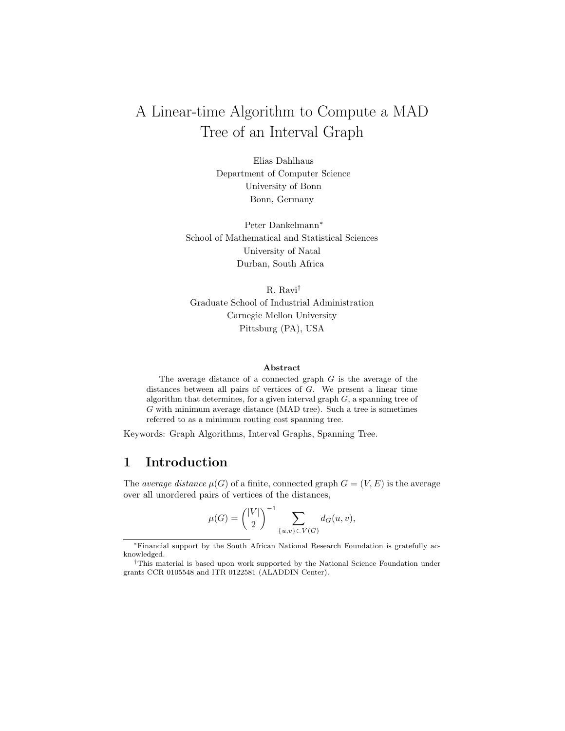# A Linear-time Algorithm to Compute a MAD Tree of an Interval Graph

Elias Dahlhaus
Department of Computer Science
University of Bonn
Bonn, Germany

Peter Dankelmann*
School of Mathematical and Statistical Sciences
University of Natal
Durban, South Africa

R. Ravi†
Graduate School of Industrial Administration
Carnegie Mellon University
Pittsburg (PA), USA

**Abstract**

The average distance of a connected graph $G$ is the average of the distances between all pairs of vertices of $G$. We present a linear time algorithm that determines, for a given interval graph $G$, a spanning tree of $G$ with minimum average distance (MAD tree). Such a tree is sometimes referred to as a minimum routing cost spanning tree.

Keywords: Graph Algorithms, Interval Graphs, Spanning Tree.

## 1 Introduction

The *average distance* $\mu(G)$ of a finite, connected graph $G = (V, E)$ is the average over all unordered pairs of vertices of the distances,

$$\mu(G) = \binom{|V|}{2}^{-1} \sum_{\{u,v\} \subset V(G)} d_G(u, v),$$

*Financial support by the South African National Research Foundation is gratefully acknowledged.

†This material is based upon work supported by the National Science Foundation under grants CCR 0105548 and ITR 0122581 (ALADDIN Center).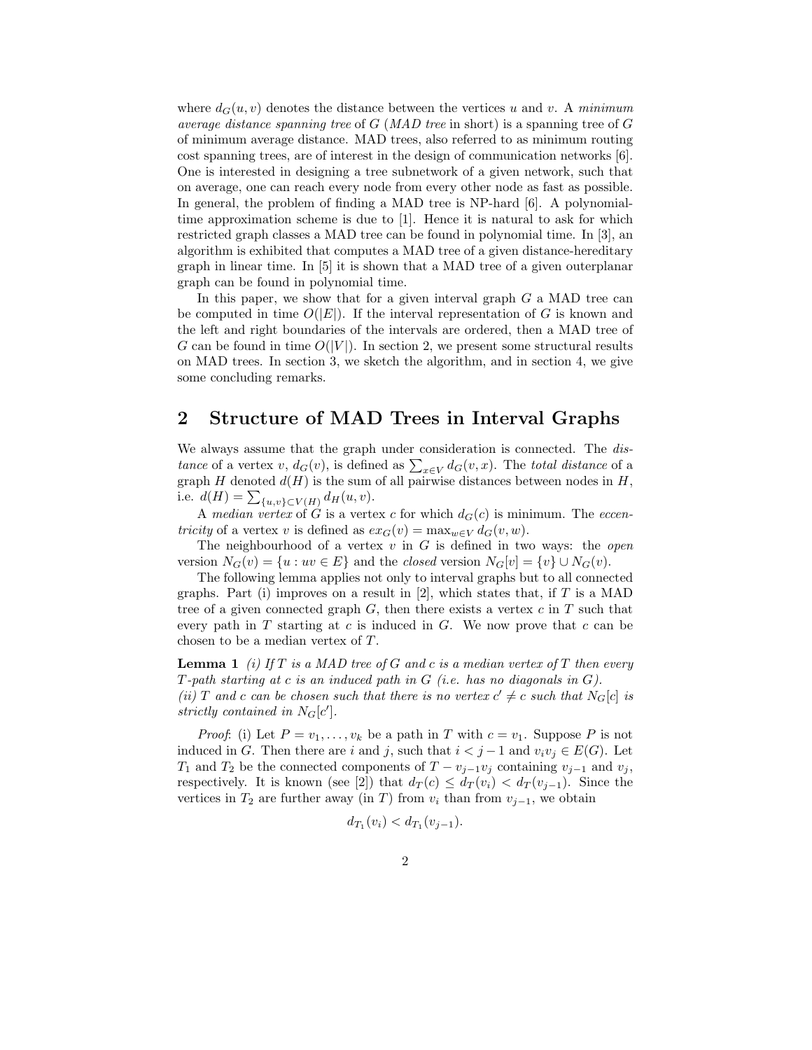where $d_G(u, v)$ denotes the distance between the vertices $u$ and $v$. A *minimum average distance spanning tree* of $G$ (*MAD tree* in short) is a spanning tree of $G$ of minimum average distance. MAD trees, also referred to as minimum routing cost spanning trees, are of interest in the design of communication networks [6]. One is interested in designing a tree subnetwork of a given network, such that on average, one can reach every node from every other node as fast as possible. In general, the problem of finding a MAD tree is NP-hard [6]. A polynomial-time approximation scheme is due to [1]. Hence it is natural to ask for which restricted graph classes a MAD tree can be found in polynomial time. In [3], an algorithm is exhibited that computes a MAD tree of a given distance-hereditary graph in linear time. In [5] it is shown that a MAD tree of a given outerplanar graph can be found in polynomial time.

In this paper, we show that for a given interval graph $G$ a MAD tree can be computed in time $O(|E|)$. If the interval representation of $G$ is known and the left and right boundaries of the intervals are ordered, then a MAD tree of $G$ can be found in time $O(|V|)$. In section 2, we present some structural results on MAD trees. In section 3, we sketch the algorithm, and in section 4, we give some concluding remarks.

## 2 Structure of MAD Trees in Interval Graphs

We always assume that the graph under consideration is connected. The *distance* of a vertex $v$, $d_G(v)$, is defined as $\sum_{x \in V} d_G(v, x)$. The *total distance* of a graph $H$ denoted $d(H)$ is the sum of all pairwise distances between nodes in $H$, i.e. $d(H) = \sum_{\{u,v\} \subset V(H)} d_H(u, v)$.

A *median vertex* of $G$ is a vertex $c$ for which $d_G(c)$ is minimum. The *eccentricity* of a vertex $v$ is defined as $ex_G(v) = \max_{w \in V} d_G(v, w)$.

The neighbourhood of a vertex $v$ in $G$ is defined in two ways: the *open* version $N_G(v) = \{u : uv \in E\}$ and the *closed* version $N_G[v] = \{v\} \cup N_G(v)$.

The following lemma applies not only to interval graphs but to all connected graphs. Part (i) improves on a result in [2], which states that, if $T$ is a MAD tree of a given connected graph $G$, then there exists a vertex $c$ in $T$ such that every path in $T$ starting at $c$ is induced in $G$. We now prove that $c$ can be chosen to be a median vertex of $T$.

**Lemma 1** *(i) If $T$ is a MAD tree of $G$ and $c$ is a median vertex of $T$ then every $T$-path starting at $c$ is an induced path in $G$ (i.e. has no diagonals in $G$).*
*(ii) $T$ and $c$ can be chosen such that there is no vertex $c' \neq c$ such that $N_G[c]$ is strictly contained in $N_G[c']$.*

*Proof*: (i) Let $P = v_1, \ldots, v_k$ be a path in $T$ with $c = v_1$. Suppose $P$ is not induced in $G$. Then there are $i$ and $j$, such that $i < j - 1$ and $v_i v_j \in E(G)$. Let $T_1$ and $T_2$ be the connected components of $T - v_{j-1}v_j$ containing $v_{j-1}$ and $v_j$, respectively. It is known (see [2]) that $d_T(c) \leq d_T(v_i) < d_T(v_{j-1})$. Since the vertices in $T_2$ are further away (in $T$) from $v_i$ than from $v_{j-1}$, we obtain

$$d_{T_1}(v_i) < d_{T_1}(v_{j-1}).$$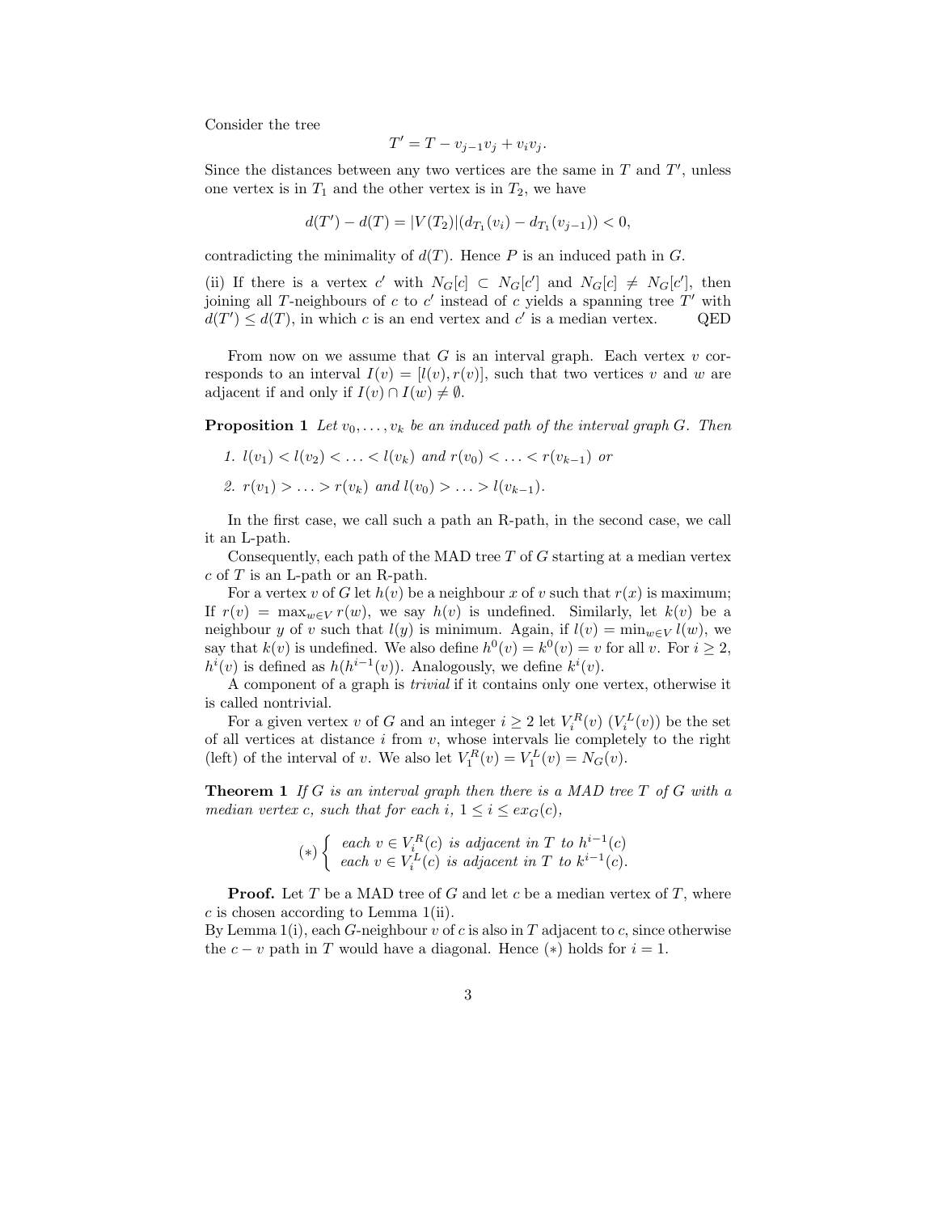Consider the tree

$$T' = T - v_{j-1}v_j + v_iv_j.$$

Since the distances between any two vertices are the same in $T$ and $T'$, unless one vertex is in $T_1$ and the other vertex is in $T_2$, we have

$$d(T') - d(T) = |V(T_2)|(d_{T_1}(v_i) - d_{T_1}(v_{j-1})) < 0,$$

contradicting the minimality of $d(T)$. Hence $P$ is an induced path in $G$.

(ii) If there is a vertex $c'$ with $N_G[c] \subset N_G[c']$ and $N_G[c] \neq N_G[c']$, then joining all $T$-neighbours of $c$ to $c'$ instead of $c$ yields a spanning tree $T'$ with $d(T') \leq d(T)$, in which $c$ is an end vertex and $c'$ is a median vertex. QED

From now on we assume that $G$ is an interval graph. Each vertex $v$ corresponds to an interval $I(v) = [l(v), r(v)]$, such that two vertices $v$ and $w$ are adjacent if and only if $I(v) \cap I(w) \neq \emptyset$.

**Proposition 1** *Let $v_0, \ldots, v_k$ be an induced path of the interval graph $G$. Then*

1. *$l(v_1) < l(v_2) < \ldots < l(v_k)$ and $r(v_0) < \ldots < r(v_{k-1})$ or*
2. *$r(v_1) > \ldots > r(v_k)$ and $l(v_0) > \ldots > l(v_{k-1})$.*

In the first case, we call such a path an R-path, in the second case, we call it an L-path.

Consequently, each path of the MAD tree $T$ of $G$ starting at a median vertex $c$ of $T$ is an L-path or an R-path.

For a vertex $v$ of $G$ let $h(v)$ be a neighbour $x$ of $v$ such that $r(x)$ is maximum; If $r(v) = \max_{w \in V} r(w)$, we say $h(v)$ is undefined. Similarly, let $k(v)$ be a neighbour $y$ of $v$ such that $l(y)$ is minimum. Again, if $l(v) = \min_{w \in V} l(w)$, we say that $k(v)$ is undefined. We also define $h^0(v) = k^0(v) = v$ for all $v$. For $i \geq 2$, $h^i(v)$ is defined as $h(h^{i-1}(v))$. Analogously, we define $k^i(v)$.

A component of a graph is *trivial* if it contains only one vertex, otherwise it is called nontrivial.

For a given vertex $v$ of $G$ and an integer $i \geq 2$ let $V_i^R(v)$ ($V_i^L(v)$) be the set of all vertices at distance $i$ from $v$, whose intervals lie completely to the right (left) of the interval of $v$. We also let $V_1^R(v) = V_1^L(v) = N_G(v)$.

**Theorem 1** *If $G$ is an interval graph then there is a MAD tree $T$ of $G$ with a median vertex $c$, such that for each $i$, $1 \leq i \leq ex_G(c)$,*

$$(*) \begin{cases} \text{each } v \in V_i^R(c) \text{ is adjacent in } T \text{ to } h^{i-1}(c) \\ \text{each } v \in V_i^L(c) \text{ is adjacent in } T \text{ to } k^{i-1}(c). \end{cases}$$

**Proof.** Let $T$ be a MAD tree of $G$ and let $c$ be a median vertex of $T$, where $c$ is chosen according to Lemma 1(ii).

By Lemma 1(i), each $G$-neighbour $v$ of $c$ is also in $T$ adjacent to $c$, since otherwise the $c - v$ path in $T$ would have a diagonal. Hence $(*)$ holds for $i = 1$.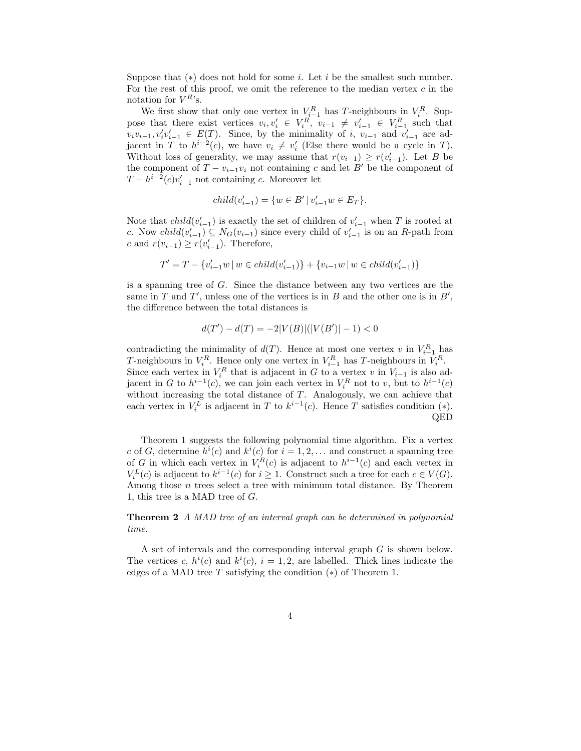Suppose that $(*)$ does not hold for some $i$. Let $i$ be the smallest such number. For the rest of this proof, we omit the reference to the median vertex $c$ in the notation for $V^R$'s.

We first show that only one vertex in $V_{i-1}^R$ has $T$-neighbours in $V_i^R$. Suppose that there exist vertices $v_i, v_i' \in V_i^R$, $v_{i-1} \neq v_{i-1}' \in V_{i-1}^R$ such that $v_i v_{i-1}, v_i' v_{i-1}' \in E(T)$. Since, by the minimality of $i$, $v_{i-1}$ and $v_{i-1}'$ are adjacent in $T$ to $h^{i-2}(c)$, we have $v_i \neq v_i'$ (Else there would be a cycle in $T$). Without loss of generality, we may assume that $r(v_{i-1}) \geq r(v_{i-1}')$. Let $B$ be the component of $T - v_{i-1}v_i$ not containing $c$ and let $B'$ be the component of $T - h^{i-2}(c)v_{i-1}'$ not containing $c$. Moreover let

$$child(v_{i-1}') = \{w \in B' \,|\, v_{i-1}'w \in E_T\}.$$

Note that $child(v_{i-1}')$ is exactly the set of children of $v_{i-1}'$ when $T$ is rooted at $c$. Now $child(v_{i-1}') \subseteq N_G(v_{i-1})$ since every child of $v_{i-1}'$ is on an $R$-path from $c$ and $r(v_{i-1}) \geq r(v_{i-1}')$. Therefore,

$$T' = T - \{v_{i-1}'w \,|\, w \in child(v_{i-1}')\} + \{v_{i-1}w \,|\, w \in child(v_{i-1}')\}$$

is a spanning tree of $G$. Since the distance between any two vertices are the same in $T$ and $T'$, unless one of the vertices is in $B$ and the other one is in $B'$, the difference between the total distances is

$$d(T') - d(T) = -2|V(B)|(|V(B')| - 1) < 0$$

contradicting the minimality of $d(T)$. Hence at most one vertex $v$ in $V_{i-1}^R$ has $T$-neighbours in $V_i^R$. Hence only one vertex in $V_{i-1}^R$ has $T$-neighbours in $V_i^R$. Since each vertex in $V_i^R$ that is adjacent in $G$ to a vertex $v$ in $V_{i-1}$ is also adjacent in $G$ to $h^{i-1}(c)$, we can join each vertex in $V_i^R$ not to $v$, but to $h^{i-1}(c)$ without increasing the total distance of $T$. Analogously, we can achieve that each vertex in $V_i^L$ is adjacent in $T$ to $k^{i-1}(c)$. Hence $T$ satisfies condition $(*)$. QED

Theorem 1 suggests the following polynomial time algorithm. Fix a vertex $c$ of $G$, determine $h^i(c)$ and $k^i(c)$ for $i = 1, 2, \dots$ and construct a spanning tree of $G$ in which each vertex in $V_i^R(c)$ is adjacent to $h^{i-1}(c)$ and each vertex in $V_i^L(c)$ is adjacent to $k^{i-1}(c)$ for $i \geq 1$. Construct such a tree for each $c \in V(G)$. Among those $n$ trees select a tree with minimum total distance. By Theorem 1, this tree is a MAD tree of $G$.

**Theorem 2** *A MAD tree of an interval graph can be determined in polynomial time.*

A set of intervals and the corresponding interval graph $G$ is shown below. The vertices $c$, $h^i(c)$ and $k^i(c)$, $i = 1, 2$, are labelled. Thick lines indicate the edges of a MAD tree $T$ satisfying the condition $(*)$ of Theorem 1.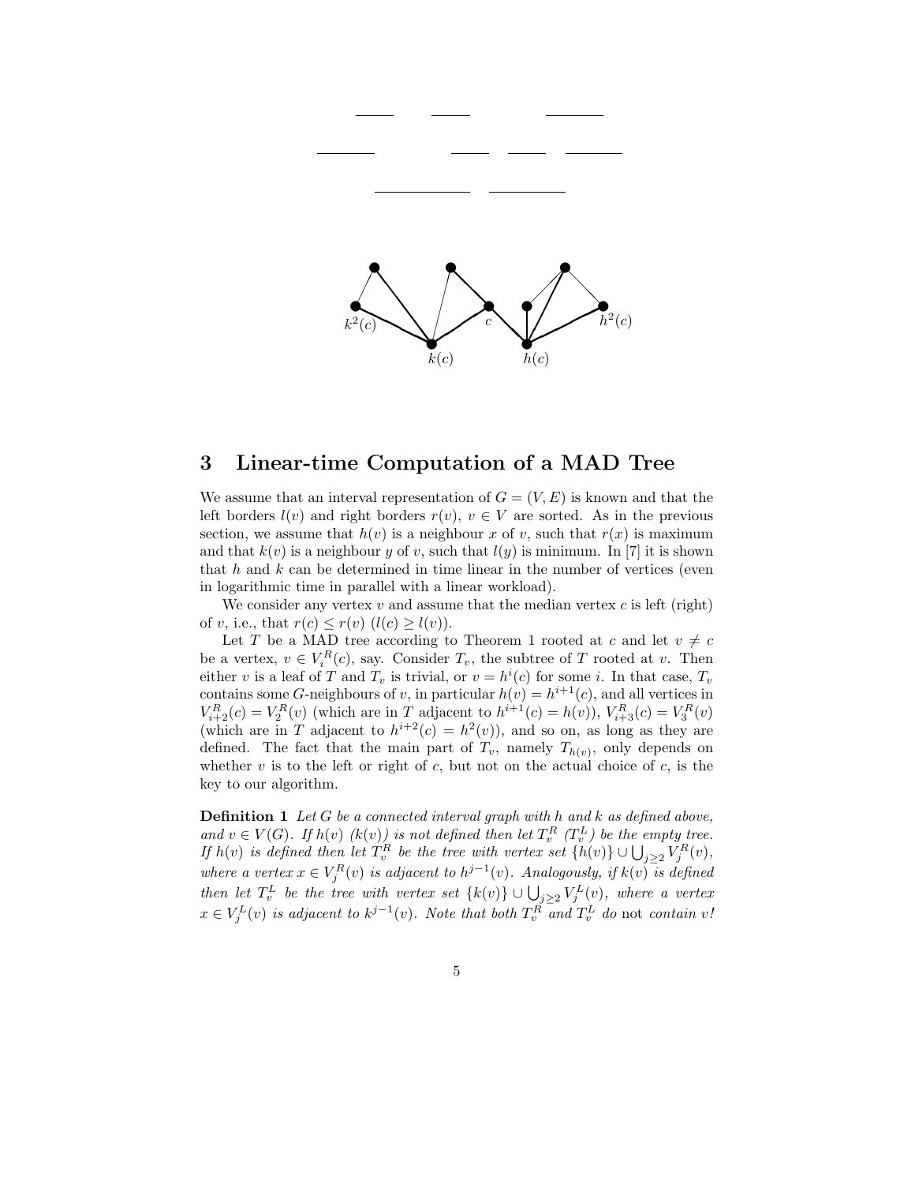## 3 Linear-time Computation of a MAD Tree

We assume that an interval representation of $G = (V, E)$ is known and that the left borders $l(v)$ and right borders $r(v)$, $v \in V$ are sorted. As in the previous section, we assume that $h(v)$ is a neighbour $x$ of $v$, such that $r(x)$ is maximum and that $k(v)$ is a neighbour $y$ of $v$, such that $l(y)$ is minimum. In [7] it is shown that $h$ and $k$ can be determined in time linear in the number of vertices (even in logarithmic time in parallel with a linear workload).

We consider any vertex $v$ and assume that the median vertex $c$ is left (right) of $v$, i.e., that $r(c) \leq r(v)$ ($l(c) \geq l(v)$).

Let $T$ be a MAD tree according to Theorem 1 rooted at $c$ and let $v \neq c$ be a vertex, $v \in V_i^R(c)$, say. Consider $T_v$, the subtree of $T$ rooted at $v$. Then either $v$ is a leaf of $T$ and $T_v$ is trivial, or $v = h^i(c)$ for some $i$. In that case, $T_v$ contains some $G$-neighbours of $v$, in particular $h(v) = h^{i+1}(c)$, and all vertices in $V_{i+2}^R(c) = V_2^R(v)$ (which are in $T$ adjacent to $h^{i+1}(c) = h(v)$), $V_{i+3}^R(c) = V_3^R(v)$ (which are in $T$ adjacent to $h^{i+2}(c) = h^2(v)$), and so on, as long as they are defined. The fact that the main part of $T_v$, namely $T_{h(v)}$, only depends on whether $v$ is to the left or right of $c$, but not on the actual choice of $c$, is the key to our algorithm.

**Definition 1** *Let $G$ be a connected interval graph with $h$ and $k$ as defined above, and $v \in V(G)$. If $h(v)$ ($k(v)$) is not defined then let $T_v^R$ ($T_v^L$) be the empty tree. If $h(v)$ is defined then let $T_v^R$ be the tree with vertex set $\{h(v)\} \cup \bigcup_{j \geq 2} V_j^R(v)$, where a vertex $x \in V_j^R(v)$ is adjacent to $h^{j-1}(v)$. Analogously, if $k(v)$ is defined then let $T_v^L$ be the tree with vertex set $\{k(v)\} \cup \bigcup_{j \geq 2} V_j^L(v)$, where a vertex $x \in V_j^L(v)$ is adjacent to $k^{j-1}(v)$. Note that both $T_v^R$ and $T_v^L$ do* not *contain $v$!*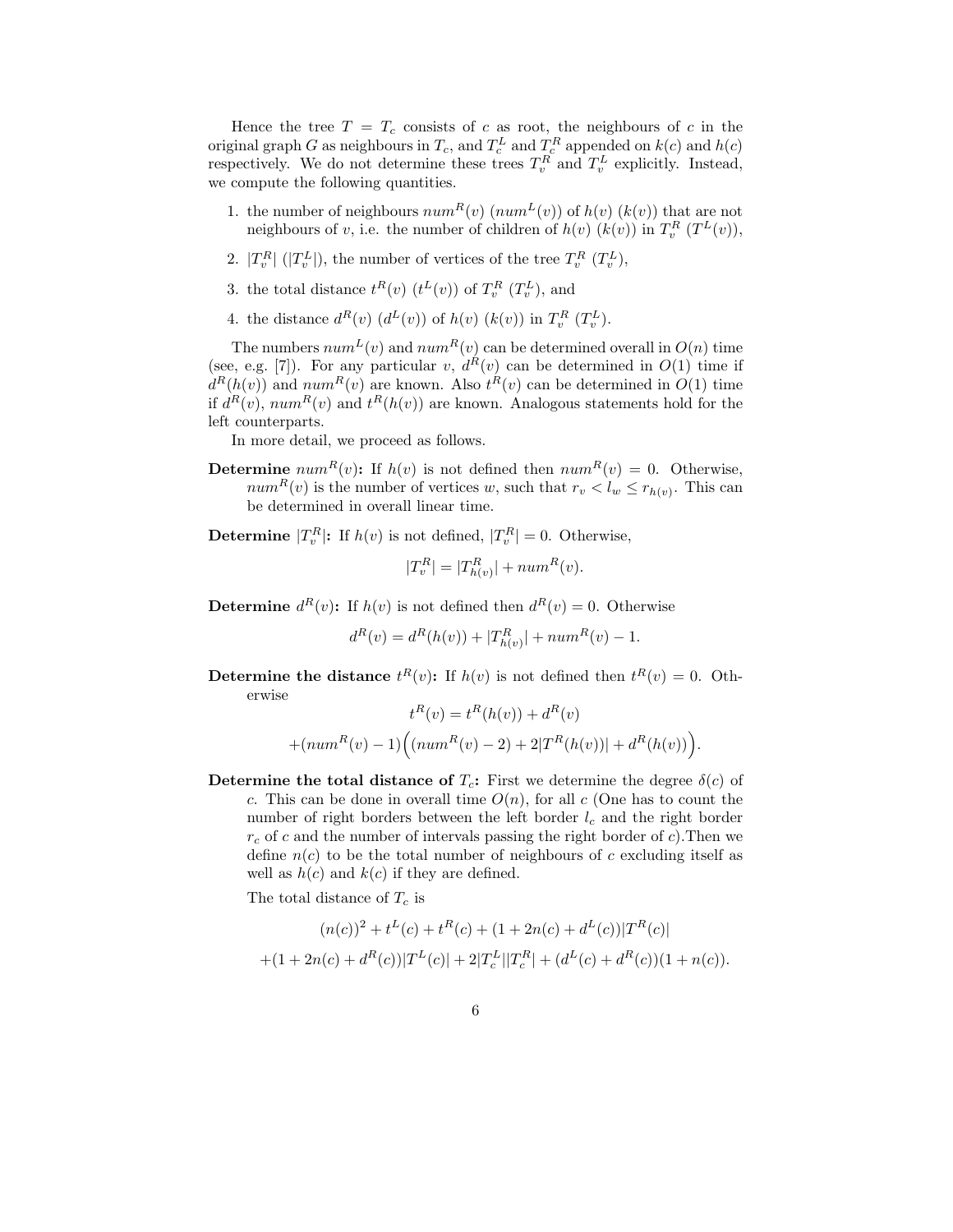Hence the tree $T = T_c$ consists of $c$ as root, the neighbours of $c$ in the original graph $G$ as neighbours in $T_c$, and $T_c^L$ and $T_c^R$ appended on $k(c)$ and $h(c)$ respectively. We do not determine these trees $T_v^R$ and $T_v^L$ explicitly. Instead, we compute the following quantities.

1. the number of neighbours $num^R(v)$ ($num^L(v)$) of $h(v)$ ($k(v)$) that are not neighbours of $v$, i.e. the number of children of $h(v)$ ($k(v)$) in $T_v^R$ ($T^L(v)$),
2. $|T_v^R|$ ($|T_v^L|$), the number of vertices of the tree $T_v^R$ ($T_v^L$),
3. the total distance $t^R(v)$ ($t^L(v)$) of $T_v^R$ ($T_v^L$), and
4. the distance $d^R(v)$ ($d^L(v)$) of $h(v)$ ($k(v)$) in $T_v^R$ ($T_v^L$).

The numbers $num^L(v)$ and $num^R(v)$ can be determined overall in $O(n)$ time (see, e.g. [7]). For any particular $v$, $d^R(v)$ can be determined in $O(1)$ time if $d^R(h(v))$ and $num^R(v)$ are known. Also $t^R(v)$ can be determined in $O(1)$ time if $d^R(v)$, $num^R(v)$ and $t^R(h(v))$ are known. Analogous statements hold for the left counterparts.

In more detail, we proceed as follows.

**Determine $num^R(v)$:** If $h(v)$ is not defined then $num^R(v) = 0$. Otherwise, $num^R(v)$ is the number of vertices $w$, such that $r_v < l_w \le r_{h(v)}$. This can be determined in overall linear time.

**Determine $|T_v^R|$:** If $h(v)$ is not defined, $|T_v^R| = 0$. Otherwise,

$$|T_v^R| = |T_{h(v)}^R| + num^R(v).$$

**Determine $d^R(v)$:** If $h(v)$ is not defined then $d^R(v) = 0$. Otherwise

$$d^R(v) = d^R(h(v)) + |T_{h(v)}^R| + num^R(v) - 1.$$

**Determine the distance $t^R(v)$:** If $h(v)$ is not defined then $t^R(v) = 0$. Otherwise

$$t^R(v) = t^R(h(v)) + d^R(v)$$
$$+(num^R(v) - 1)\Big((num^R(v) - 2) + 2|T^R(h(v))| + d^R(h(v))\Big).$$

**Determine the total distance of $T_c$:** First we determine the degree $\delta(c)$ of $c$. This can be done in overall time $O(n)$, for all $c$ (One has to count the number of right borders between the left border $l_c$ and the right border $r_c$ of $c$ and the number of intervals passing the right border of $c$).Then we define $n(c)$ to be the total number of neighbours of $c$ excluding itself as well as $h(c)$ and $k(c)$ if they are defined.

The total distance of $T_c$ is

$$(n(c))^2 + t^L(c) + t^R(c) + (1 + 2n(c) + d^L(c))|T^R(c)|$$
$$+(1 + 2n(c) + d^R(c))|T^L(c)| + 2|T_c^L||T_c^R| + (d^L(c) + d^R(c))(1 + n(c)).$$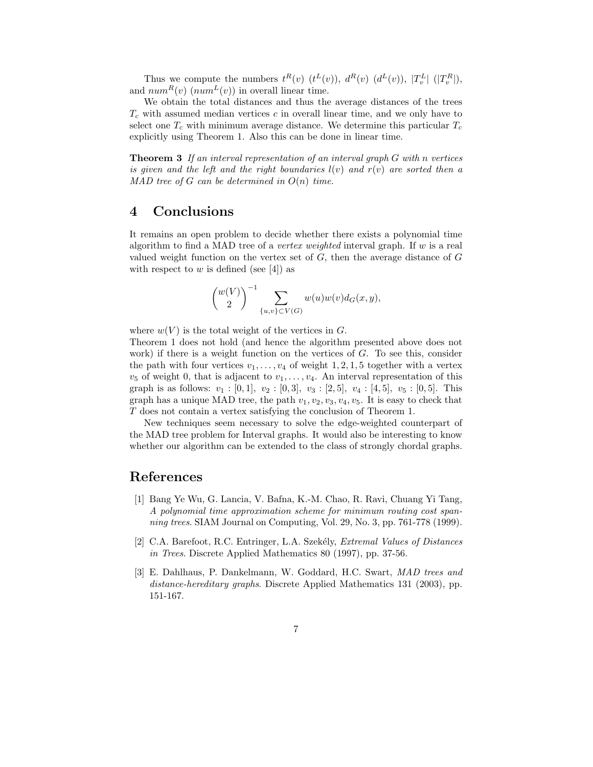Thus we compute the numbers $t^R(v)$ ($t^L(v)$), $d^R(v)$ ($d^L(v)$), $|T_v^L|$ ($|T_v^R|$), and $num^R(v)$ ($num^L(v)$) in overall linear time.

We obtain the total distances and thus the average distances of the trees $T_c$ with assumed median vertices $c$ in overall linear time, and we only have to select one $T_c$ with minimum average distance. We determine this particular $T_c$ explicitly using Theorem 1. Also this can be done in linear time.

**Theorem 3** *If an interval representation of an interval graph $G$ with $n$ vertices is given and the left and the right boundaries $l(v)$ and $r(v)$ are sorted then a MAD tree of $G$ can be determined in $O(n)$ time.*

## 4 Conclusions

It remains an open problem to decide whether there exists a polynomial time algorithm to find a MAD tree of a *vertex weighted* interval graph. If $w$ is a real valued weight function on the vertex set of $G$, then the average distance of $G$ with respect to $w$ is defined (see [4]) as

$$\binom{w(V)}{2}^{-1} \sum_{\{u,v\} \subset V(G)} w(u)w(v)d_G(x,y),$$

where $w(V)$ is the total weight of the vertices in $G$.

Theorem 1 does not hold (and hence the algorithm presented above does not work) if there is a weight function on the vertices of $G$. To see this, consider the path with four vertices $v_1, \ldots, v_4$ of weight $1, 2, 1, 5$ together with a vertex $v_5$ of weight 0, that is adjacent to $v_1, \ldots, v_4$. An interval representation of this graph is as follows: $v_1 : [0,1]$, $v_2 : [0,3]$, $v_3 : [2,5]$, $v_4 : [4,5]$, $v_5 : [0,5]$. This graph has a unique MAD tree, the path $v_1, v_2, v_3, v_4, v_5$. It is easy to check that $T$ does not contain a vertex satisfying the conclusion of Theorem 1.

New techniques seem necessary to solve the edge-weighted counterpart of the MAD tree problem for Interval graphs. It would also be interesting to know whether our algorithm can be extended to the class of strongly chordal graphs.

## References

[1] Bang Ye Wu, G. Lancia, V. Bafna, K.-M. Chao, R. Ravi, Chuang Yi Tang, *A polynomial time approximation scheme for minimum routing cost spanning trees*. SIAM Journal on Computing, Vol. 29, No. 3, pp. 761-778 (1999).

[2] C.A. Barefoot, R.C. Entringer, L.A. Szekély, *Extremal Values of Distances in Trees*. Discrete Applied Mathematics 80 (1997), pp. 37-56.

[3] E. Dahlhaus, P. Dankelmann, W. Goddard, H.C. Swart, *MAD trees and distance-hereditary graphs*. Discrete Applied Mathematics 131 (2003), pp. 151-167.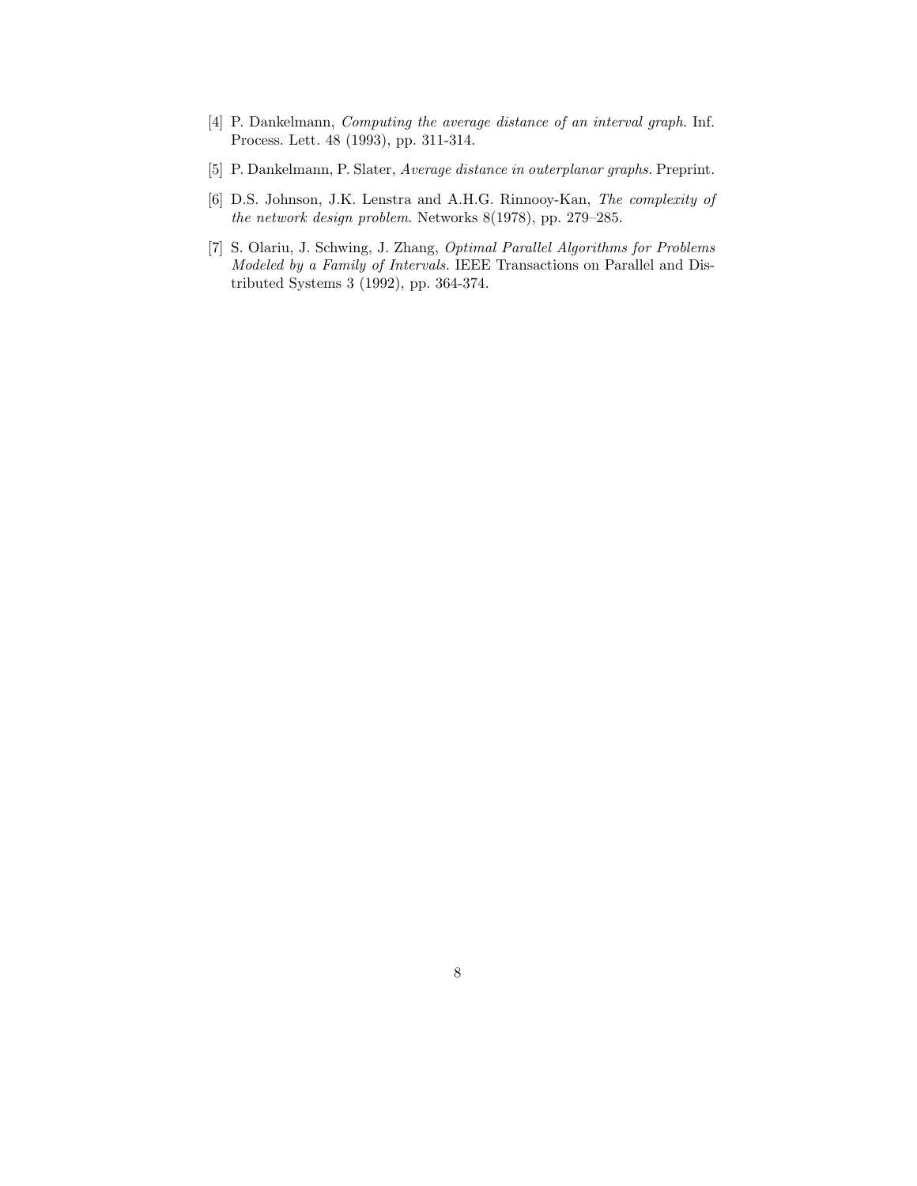[4] P. Dankelmann, *Computing the average distance of an interval graph.* Inf. Process. Lett. 48 (1993), pp. 311-314.

[5] P. Dankelmann, P. Slater, *Average distance in outerplanar graphs.* Preprint.

[6] D.S. Johnson, J.K. Lenstra and A.H.G. Rinnooy-Kan, *The complexity of the network design problem.* Networks 8(1978), pp. 279–285.

[7] S. Olariu, J. Schwing, J. Zhang, *Optimal Parallel Algorithms for Problems Modeled by a Family of Intervals.* IEEE Transactions on Parallel and Distributed Systems 3 (1992), pp. 364-374.